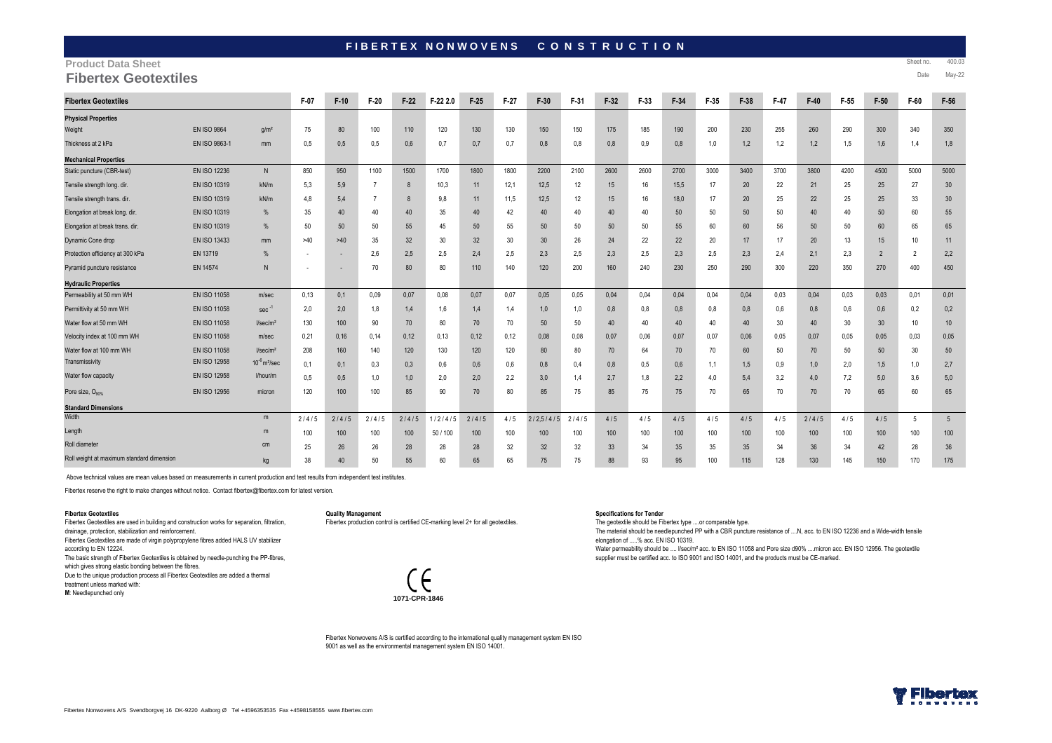# FIBERTEX NONWOVENS CONSTRUCTION

## Product Data Sheet

# Fibertex Geotextiles

Sheet no. 400.03
Date May-22

| Fibertex Geotextiles | | | F-07 | F-10 | F-20 | F-22 | F-22 2.0 | F-25 | F-27 | F-30 | F-31 | F-32 | F-33 | F-34 | F-35 | F-38 | F-47 | F-40 | F-55 | F-50 | F-60 | F-56 |
|---|---|---|---|---|---|---|---|---|---|---|---|---|---|---|---|---|---|---|---|---|---|---|
| **Physical Properties** | | | | | | | | | | | | | | | | | | | | | | |
| Weight | EN ISO 9864 | g/m² | 75 | 80 | 100 | 110 | 120 | 130 | 130 | 150 | 150 | 175 | 185 | 190 | 200 | 230 | 255 | 260 | 290 | 300 | 340 | 350 |
| Thickness at 2 kPa | EN ISO 9863-1 | mm | 0,5 | 0,5 | 0,5 | 0,6 | 0,7 | 0,7 | 0,7 | 0,8 | 0,8 | 0,8 | 0,9 | 0,8 | 1,0 | 1,2 | 1,2 | 1,2 | 1,5 | 1,6 | 1,4 | 1,8 |
| **Mechanical Properties** | | | | | | | | | | | | | | | | | | | | | | |
| Static puncture (CBR-test) | EN ISO 12236 | N | 850 | 950 | 1100 | 1500 | 1700 | 1800 | 1800 | 2200 | 2100 | 2600 | 2600 | 2700 | 3000 | 3400 | 3700 | 3800 | 4200 | 4500 | 5000 | 5000 |
| Tensile strength long. dir. | EN ISO 10319 | kN/m | 5,3 | 5,9 | 7 | 8 | 10,3 | 11 | 12,1 | 12,5 | 12 | 15 | 16 | 15,5 | 17 | 20 | 22 | 21 | 25 | 25 | 27 | 30 |
| Tensile strength trans. dir. | EN ISO 10319 | kN/m | 4,8 | 5,4 | 7 | 8 | 9,8 | 11 | 11,5 | 12,5 | 12 | 15 | 16 | 18,0 | 17 | 20 | 25 | 22 | 25 | 25 | 33 | 30 |
| Elongation at break long. dir. | EN ISO 10319 | % | 35 | 40 | 40 | 40 | 35 | 40 | 42 | 40 | 40 | 40 | 40 | 50 | 50 | 50 | 50 | 40 | 40 | 50 | 60 | 55 |
| Elongation at break trans. dir. | EN ISO 10319 | % | 50 | 50 | 50 | 55 | 45 | 50 | 55 | 50 | 50 | 50 | 50 | 55 | 60 | 60 | 56 | 50 | 50 | 60 | 65 | 65 |
| Dynamic Cone drop | EN ISO 13433 | mm | >40 | >40 | 35 | 32 | 30 | 32 | 30 | 30 | 26 | 24 | 22 | 22 | 20 | 17 | 17 | 20 | 13 | 15 | 10 | 11 |
| Protection efficiency at 300 kPa | EN 13719 | % | - | - | 2,6 | 2,5 | 2,5 | 2,4 | 2,5 | 2,3 | 2,5 | 2,3 | 2,5 | 2,3 | 2,5 | 2,3 | 2,4 | 2,1 | 2,3 | 2 | 2 | 2,2 |
| Pyramid puncture resistance | EN 14574 | N | - | - | 70 | 80 | 80 | 110 | 140 | 120 | 200 | 160 | 240 | 230 | 250 | 290 | 300 | 220 | 350 | 270 | 400 | 450 |
| **Hydraulic Properties** | | | | | | | | | | | | | | | | | | | | | | |
| Permeability at 50 mm WH | EN ISO 11058 | m/sec | 0,13 | 0,1 | 0,09 | 0,07 | 0,08 | 0,07 | 0,07 | 0,05 | 0,05 | 0,04 | 0,04 | 0,04 | 0,04 | 0,04 | 0,03 | 0,04 | 0,03 | 0,03 | 0,01 | 0,01 |
| Permittivity at 50 mm WH | EN ISO 11058 | $sec^{-1}$ | 2,0 | 2,0 | 1,8 | 1,4 | 1,6 | 1,4 | 1,4 | 1,0 | 1,0 | 0,8 | 0,8 | 0,8 | 0,8 | 0,8 | 0,6 | 0,8 | 0,6 | 0,6 | 0,2 | 0,2 |
| Water flow at 50 mm WH | EN ISO 11058 | l/sec/m² | 130 | 100 | 90 | 70 | 80 | 70 | 70 | 50 | 50 | 40 | 40 | 40 | 40 | 40 | 30 | 40 | 30 | 30 | 10 | 10 |
| Velocity index at 100 mm WH | EN ISO 11058 | m/sec | 0,21 | 0,16 | 0,14 | 0,12 | 0,13 | 0,12 | 0,12 | 0,08 | 0,08 | 0,07 | 0,06 | 0,07 | 0,07 | 0,06 | 0,05 | 0,07 | 0,05 | 0,05 | 0,03 | 0,05 |
| Water flow at 100 mm WH | EN ISO 11058 | l/sec/m² | 208 | 160 | 140 | 120 | 130 | 120 | 120 | 80 | 80 | 70 | 64 | 70 | 70 | 60 | 50 | 70 | 50 | 50 | 30 | 50 |
| Transmissivity | EN ISO 12958 | $10^{-6}$ m²/sec | 0,1 | 0,1 | 0,3 | 0,3 | 0,6 | 0,6 | 0,6 | 0,8 | 0,4 | 0,8 | 0,5 | 0,6 | 1,1 | 1,5 | 0,9 | 1,0 | 2,0 | 1,5 | 1,0 | 2,7 |
| Water flow capacity | EN ISO 12958 | l/hour/m | 0,5 | 0,5 | 1,0 | 1,0 | 2,0 | 2,0 | 2,2 | 3,0 | 1,4 | 2,7 | 1,8 | 2,2 | 4,0 | 5,4 | 3,2 | 4,0 | 7,2 | 5,0 | 3,6 | 5,0 |
| Pore size, $O_{90\%}$ | EN ISO 12956 | micron | 120 | 100 | 100 | 85 | 90 | 70 | 80 | 85 | 75 | 85 | 75 | 75 | 70 | 65 | 70 | 70 | 70 | 65 | 60 | 65 |
| **Standard Dimensions** | | | | | | | | | | | | | | | | | | | | | | |
| Width | | m | 2 / 4 / 5 | 2 / 4 / 5 | 2 / 4 / 5 | 2 / 4 / 5 | 1 / 2 / 4 / 5 | 2 / 4 / 5 | 4 / 5 | 2 / 2,5 / 4 / 5 | 2 / 4 / 5 | 4 / 5 | 4 / 5 | 4 / 5 | 4 / 5 | 4 / 5 | 4 / 5 | 2 / 4 / 5 | 4 / 5 | 4 / 5 | 5 | 5 |
| Length | | m | 100 | 100 | 100 | 100 | 50 / 100 | 100 | 100 | 100 | 100 | 100 | 100 | 100 | 100 | 100 | 100 | 100 | 100 | 100 | 100 | 100 |
| Roll diameter | | cm | 25 | 26 | 26 | 28 | 28 | 28 | 32 | 32 | 32 | 33 | 34 | 35 | 35 | 35 | 34 | 36 | 34 | 42 | 28 | 36 |
| Roll weight at maximum standard dimension | | kg | 38 | 40 | 50 | 55 | 60 | 65 | 65 | 75 | 75 | 88 | 93 | 95 | 100 | 115 | 128 | 130 | 145 | 150 | 170 | 175 |

Above technical values are mean values based on measurements in current production and test results from independent test institutes.

Fibertex reserve the right to make changes without notice. Contact fibertex@fibertex.com for latest version.

**Fibertex Geotextiles**

Fibertex Geotextiles are used in building and construction works for separation, filtration, drainage, protection, stabilization and reinforcement.

Fibertex Geotextiles are made of virgin polypropylene fibres added HALS UV stabilizer according to EN 12224.

The basic strength of Fibertex Geotextiles is obtained by needle-punching the PP-fibres, which gives strong elastic bonding between the fibres.

Due to the unique production process all Fibertex Geotextiles are added a thermal treatment unless marked with:

**M**: Needlepunched only

**Quality Management**

Fibertex production control is certified CE-marking level 2+ for all geotextiles.

CE
1071-CPR-1846

Fibertex Nonwovens A/S is certified according to the international quality management system EN ISO 9001 as well as the environmental management system EN ISO 14001.

**Specifications for Tender**

The geotextile should be Fibertex type ....or comparable type.

The material should be needlepunched PP with a CBR puncture resistance of ....N, acc. to EN ISO 12236 and a Wide-width tensile elongation of .....% acc. EN ISO 10319.

Water permeability should be .... l/sec/m² acc. to EN ISO 11058 and Pore size d90% ....micron acc. EN ISO 12956. The geotextile supplier must be certified acc. to ISO 9001 and ISO 14001, and the products must be CE-marked.

Fibertex Nonwovens A/S Svendborgvej 16 DK-9220 Aalborg Ø Tel +4596353535 Fax +4598158555 www.fibertex.com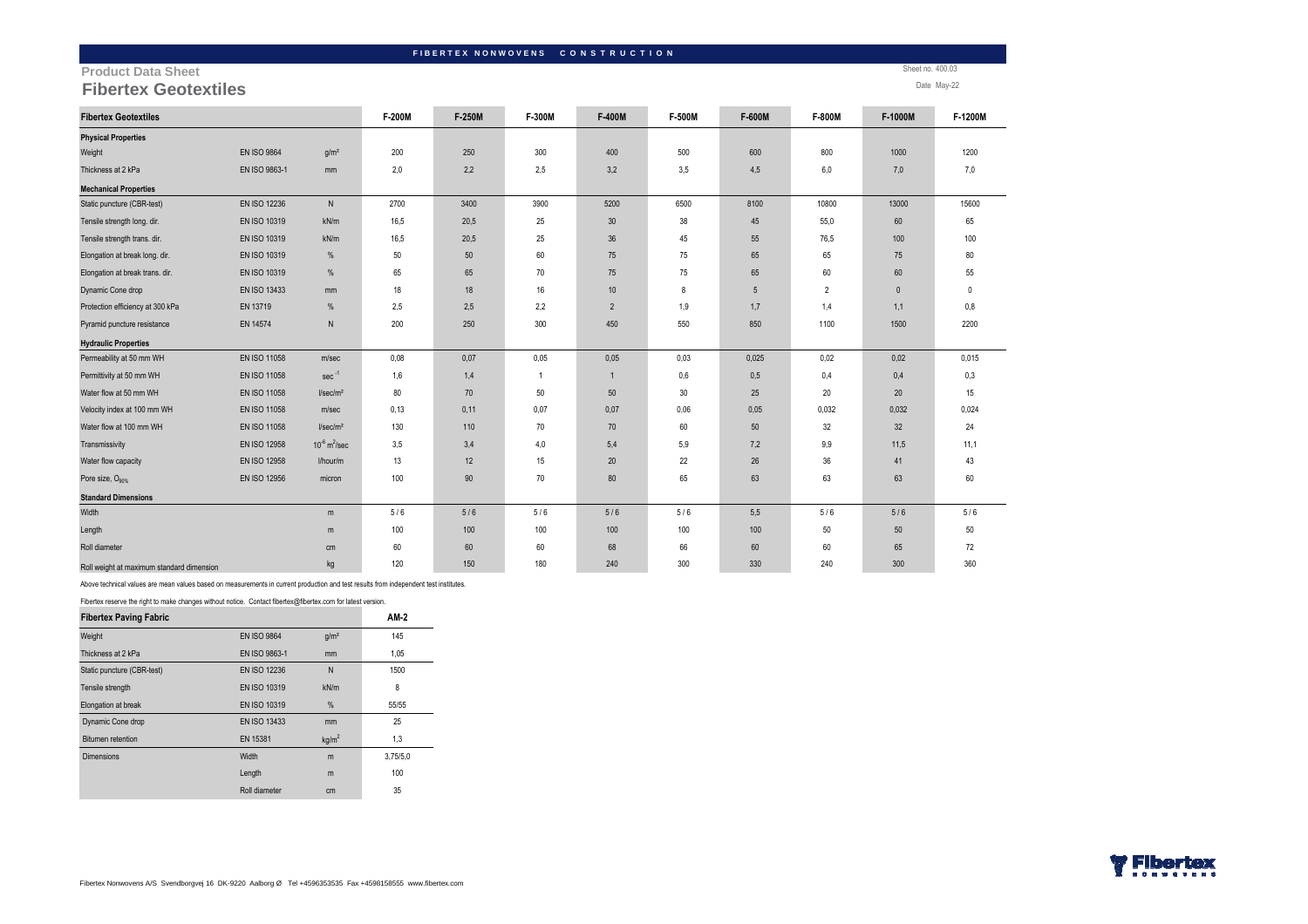# Product Data Sheet

## Fibertex Geotextiles

Sheet no. 400.03

Date May-22

| Fibertex Geotextiles | | | F-200M | F-250M | F-300M | F-400M | F-500M | F-600M | F-800M | F-1000M | F-1200M |
|---|---|---|---|---|---|---|---|---|---|---|---|
| **Physical Properties** | | | | | | | | | | | |
| Weight | EN ISO 9864 | g/m² | 200 | 250 | 300 | 400 | 500 | 600 | 800 | 1000 | 1200 |
| Thickness at 2 kPa | EN ISO 9863-1 | mm | 2,0 | 2,2 | 2,5 | 3,2 | 3,5 | 4,5 | 6,0 | 7,0 | 7,0 |
| **Mechanical Properties** | | | | | | | | | | | |
| Static puncture (CBR-test) | EN ISO 12236 | N | 2700 | 3400 | 3900 | 5200 | 6500 | 8100 | 10800 | 13000 | 15600 |
| Tensile strength long. dir. | EN ISO 10319 | kN/m | 16,5 | 20,5 | 25 | 30 | 38 | 45 | 55,0 | 60 | 65 |
| Tensile strength trans. dir. | EN ISO 10319 | kN/m | 16,5 | 20,5 | 25 | 36 | 45 | 55 | 76,5 | 100 | 100 |
| Elongation at break long. dir. | EN ISO 10319 | % | 50 | 50 | 60 | 75 | 75 | 65 | 65 | 75 | 80 |
| Elongation at break trans. dir. | EN ISO 10319 | % | 65 | 65 | 70 | 75 | 75 | 65 | 60 | 60 | 55 |
| Dynamic Cone drop | EN ISO 13433 | mm | 18 | 18 | 16 | 10 | 8 | 5 | 2 | 0 | 0 |
| Protection efficiency at 300 kPa | EN 13719 | % | 2,5 | 2,5 | 2,2 | 2 | 1,9 | 1,7 | 1,4 | 1,1 | 0,8 |
| Pyramid puncture resistance | EN 14574 | N | 200 | 250 | 300 | 450 | 550 | 850 | 1100 | 1500 | 2200 |
| **Hydraulic Properties** | | | | | | | | | | | |
| Permeability at 50 mm WH | EN ISO 11058 | m/sec | 0,08 | 0,07 | 0,05 | 0,05 | 0,03 | 0,025 | 0,02 | 0,02 | 0,015 |
| Permittivity at 50 mm WH | EN ISO 11058 | $sec^{-1}$ | 1,6 | 1,4 | 1 | 1 | 0,6 | 0,5 | 0,4 | 0,4 | 0,3 |
| Water flow at 50 mm WH | EN ISO 11058 | l/sec/m² | 80 | 70 | 50 | 50 | 30 | 25 | 20 | 20 | 15 |
| Velocity index at 100 mm WH | EN ISO 11058 | m/sec | 0,13 | 0,11 | 0,07 | 0,07 | 0,06 | 0,05 | 0,032 | 0,032 | 0,024 |
| Water flow at 100 mm WH | EN ISO 11058 | l/sec/m² | 130 | 110 | 70 | 70 | 60 | 50 | 32 | 32 | 24 |
| Transmissivity | EN ISO 12958 | $10^{-6}$ $m^2$/sec | 3,5 | 3,4 | 4,0 | 5,4 | 5,9 | 7,2 | 9,9 | 11,5 | 11,1 |
| Water flow capacity | EN ISO 12958 | l/hour/m | 13 | 12 | 15 | 20 | 22 | 26 | 36 | 41 | 43 |
| Pore size, $O_{90\%}$ | EN ISO 12956 | micron | 100 | 90 | 70 | 80 | 65 | 63 | 63 | 63 | 60 |
| **Standard Dimensions** | | | | | | | | | | | |
| Width | | m | 5 / 6 | 5 / 6 | 5 / 6 | 5 / 6 | 5 / 6 | 5,5 | 5 / 6 | 5 / 6 | 5 / 6 |
| Length | | m | 100 | 100 | 100 | 100 | 100 | 100 | 50 | 50 | 50 |
| Roll diameter | | cm | 60 | 60 | 60 | 68 | 66 | 60 | 60 | 65 | 72 |
| Roll weight at maximum standard dimension | | kg | 120 | 150 | 180 | 240 | 300 | 330 | 240 | 300 | 360 |

Above technical values are mean values based on measurements in current production and test results from independent test institutes.

Fibertex reserve the right to make changes without notice. Contact fibertex@fibertex.com for latest version.

| Fibertex Paving Fabric | | | AM-2 |
|---|---|---|---|
| Weight | EN ISO 9864 | g/m² | 145 |
| Thickness at 2 kPa | EN ISO 9863-1 | mm | 1,05 |
| Static puncture (CBR-test) | EN ISO 12236 | N | 1500 |
| Tensile strength | EN ISO 10319 | kN/m | 8 |
| Elongation at break | EN ISO 10319 | % | 55/55 |
| Dynamic Cone drop | EN ISO 13433 | mm | 25 |
| Bitumen retention | EN 15381 | kg/m² | 1,3 |
| Dimensions | Width | m | 3,75/5,0 |
| | Length | m | 100 |
| | Roll diameter | cm | 35 |

Fibertex Nonwovens A/S Svendborgvej 16 DK-9220 Aalborg Ø Tel +4596353535 Fax +4598158555 www.fibertex.com